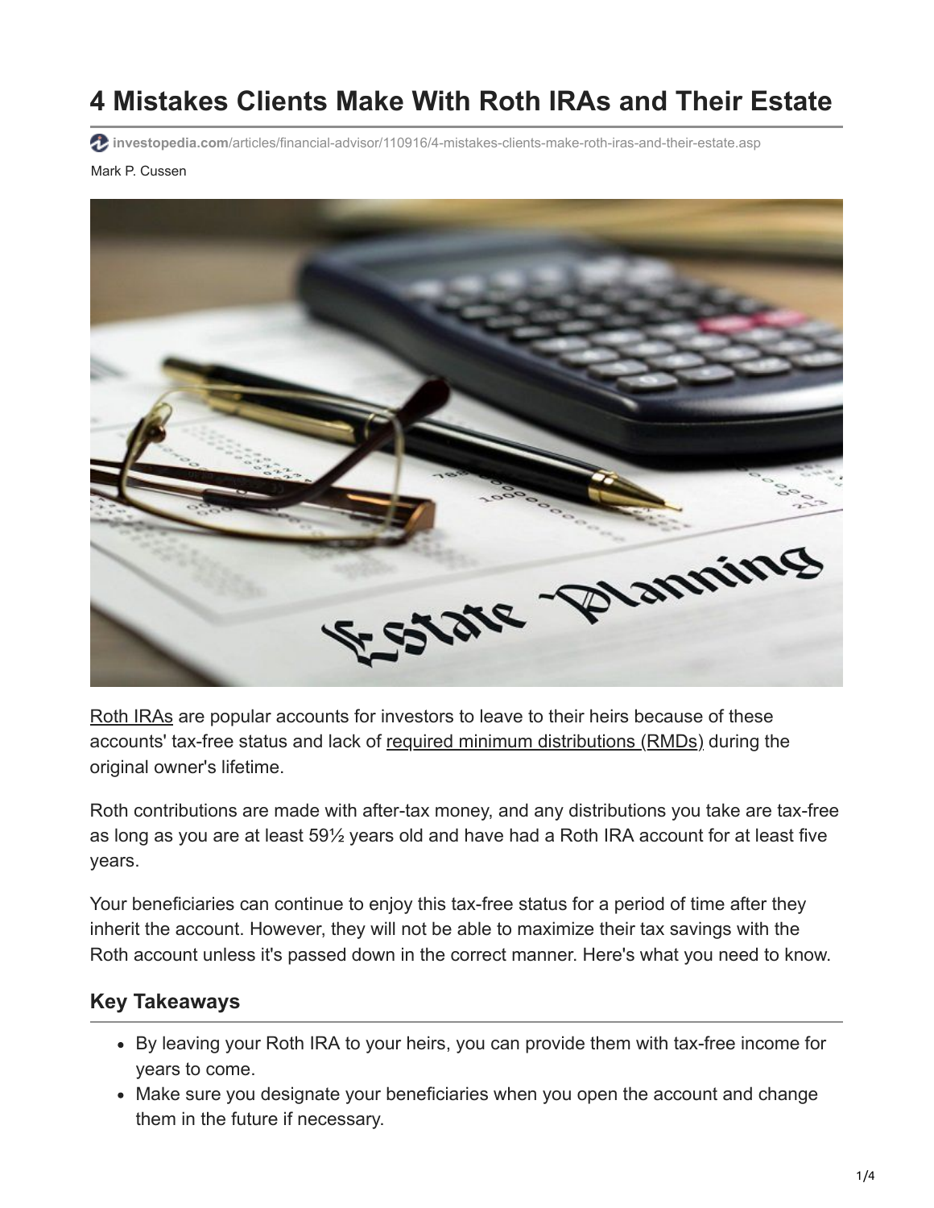# 4 Mistakes Clients Make With Roth IRAs and Their Estate

investopedia.com/articles/financial-advisor/110916/4-mistakes-clients-make-roth-iras-and-their-estate.asp

Mark P. Cussen

Roth IRAs are popular accounts for investors to leave to their heirs because of these accounts' tax-free status and lack of required minimum distributions (RMDs) during the original owner's lifetime.

Roth contributions are made with after-tax money, and any distributions you take are tax-free as long as you are at least 59½ years old and have had a Roth IRA account for at least five years.

Your beneficiaries can continue to enjoy this tax-free status for a period of time after they inherit the account. However, they will not be able to maximize their tax savings with the Roth account unless it's passed down in the correct manner. Here's what you need to know.

## Key Takeaways

- By leaving your Roth IRA to your heirs, you can provide them with tax-free income for years to come.
- Make sure you designate your beneficiaries when you open the account and change them in the future if necessary.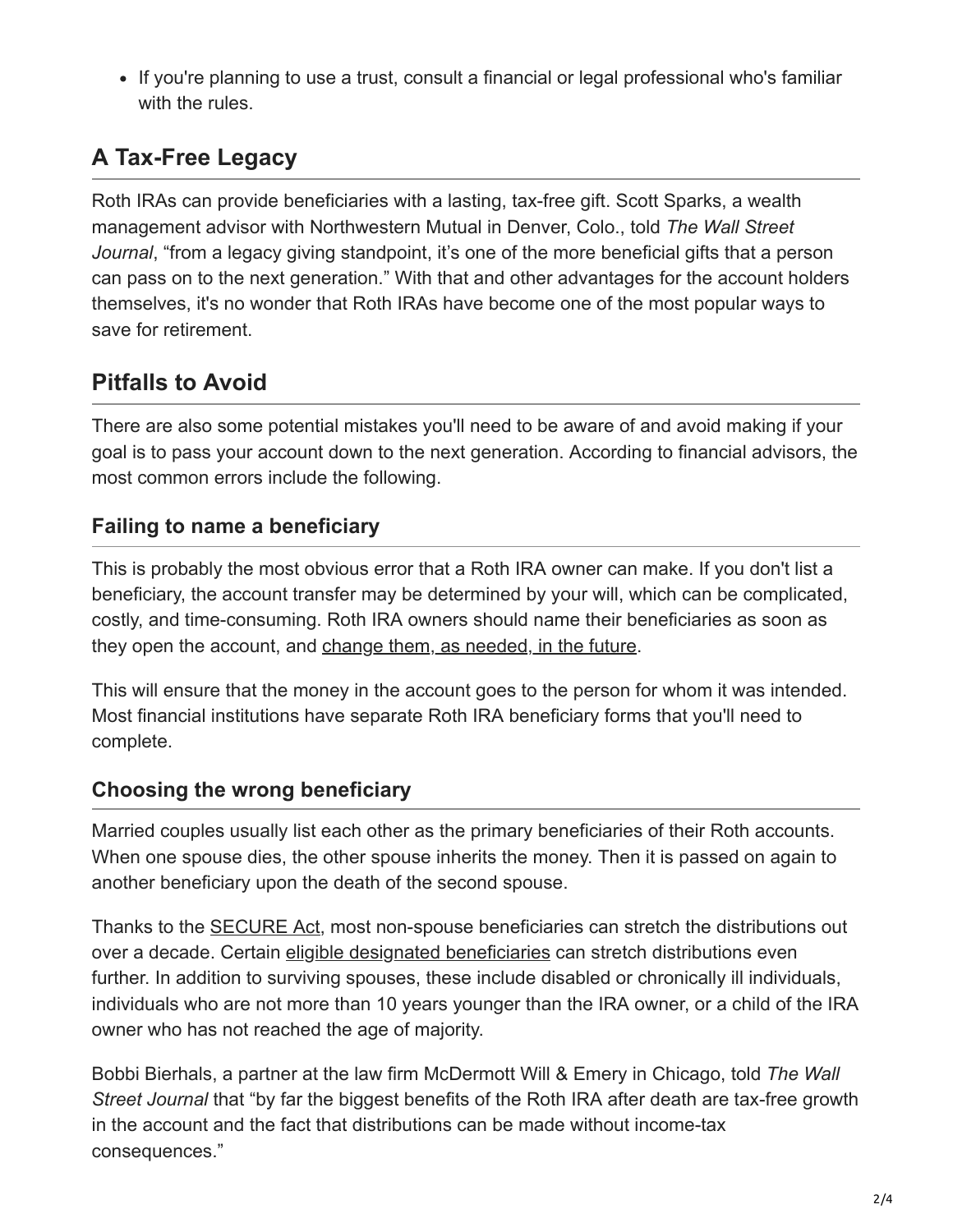- If you're planning to use a trust, consult a financial or legal professional who's familiar with the rules.

## A Tax-Free Legacy

Roth IRAs can provide beneficiaries with a lasting, tax-free gift. Scott Sparks, a wealth management advisor with Northwestern Mutual in Denver, Colo., told *The Wall Street Journal*, "from a legacy giving standpoint, it's one of the more beneficial gifts that a person can pass on to the next generation." With that and other advantages for the account holders themselves, it's no wonder that Roth IRAs have become one of the most popular ways to save for retirement.

## Pitfalls to Avoid

There are also some potential mistakes you'll need to be aware of and avoid making if your goal is to pass your account down to the next generation. According to financial advisors, the most common errors include the following.

### Failing to name a beneficiary

This is probably the most obvious error that a Roth IRA owner can make. If you don't list a beneficiary, the account transfer may be determined by your will, which can be complicated, costly, and time-consuming. Roth IRA owners should name their beneficiaries as soon as they open the account, and change them, as needed, in the future.

This will ensure that the money in the account goes to the person for whom it was intended. Most financial institutions have separate Roth IRA beneficiary forms that you'll need to complete.

### Choosing the wrong beneficiary

Married couples usually list each other as the primary beneficiaries of their Roth accounts. When one spouse dies, the other spouse inherits the money. Then it is passed on again to another beneficiary upon the death of the second spouse.

Thanks to the SECURE Act, most non-spouse beneficiaries can stretch the distributions out over a decade. Certain eligible designated beneficiaries can stretch distributions even further. In addition to surviving spouses, these include disabled or chronically ill individuals, individuals who are not more than 10 years younger than the IRA owner, or a child of the IRA owner who has not reached the age of majority.

Bobbi Bierhals, a partner at the law firm McDermott Will & Emery in Chicago, told *The Wall Street Journal* that "by far the biggest benefits of the Roth IRA after death are tax-free growth in the account and the fact that distributions can be made without income-tax consequences."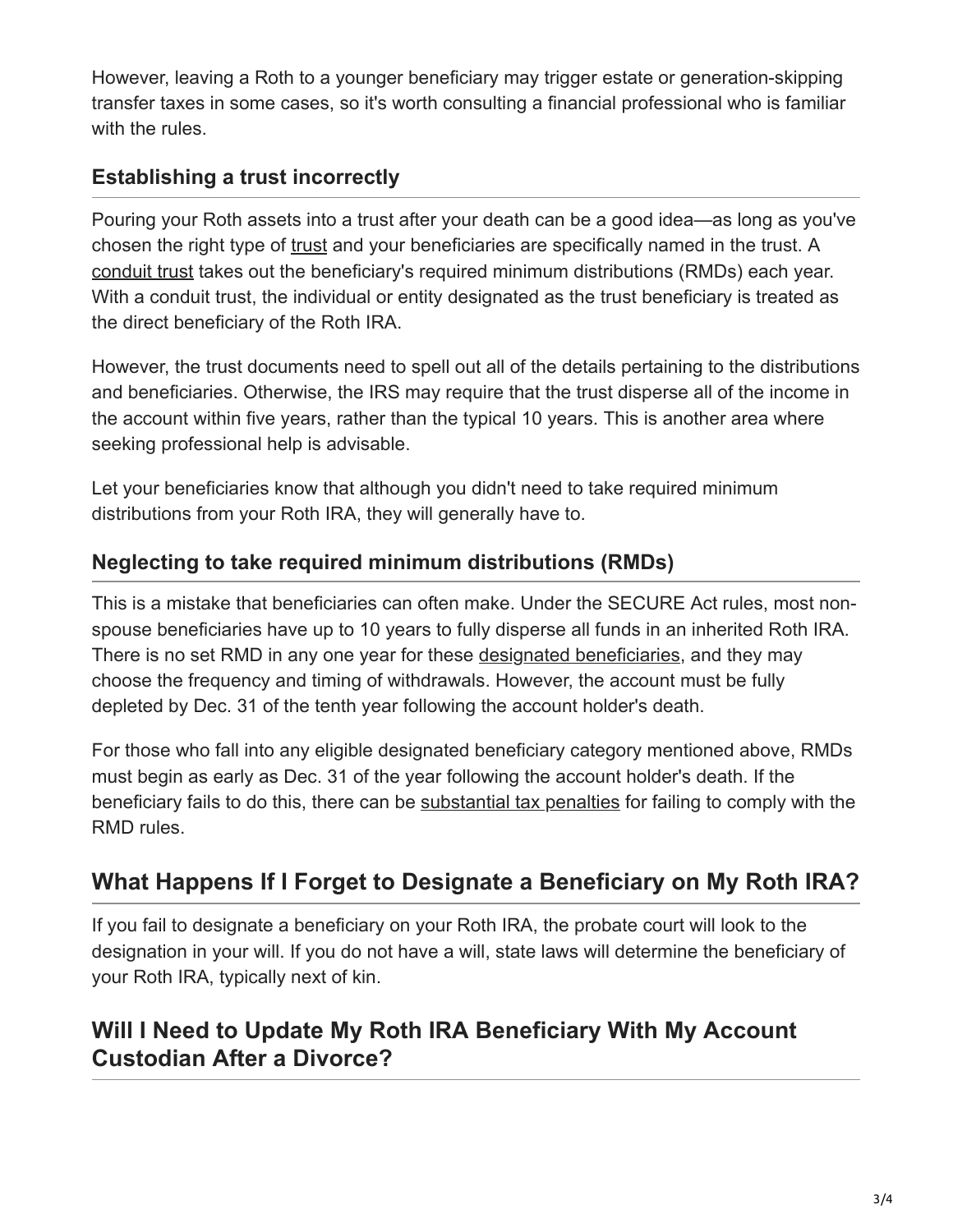However, leaving a Roth to a younger beneficiary may trigger estate or generation-skipping transfer taxes in some cases, so it's worth consulting a financial professional who is familiar with the rules.

### Establishing a trust incorrectly

Pouring your Roth assets into a trust after your death can be a good idea—as long as you've chosen the right type of trust and your beneficiaries are specifically named in the trust. A conduit trust takes out the beneficiary's required minimum distributions (RMDs) each year. With a conduit trust, the individual or entity designated as the trust beneficiary is treated as the direct beneficiary of the Roth IRA.

However, the trust documents need to spell out all of the details pertaining to the distributions and beneficiaries. Otherwise, the IRS may require that the trust disperse all of the income in the account within five years, rather than the typical 10 years. This is another area where seeking professional help is advisable.

Let your beneficiaries know that although you didn't need to take required minimum distributions from your Roth IRA, they will generally have to.

### Neglecting to take required minimum distributions (RMDs)

This is a mistake that beneficiaries can often make. Under the SECURE Act rules, most non-spouse beneficiaries have up to 10 years to fully disperse all funds in an inherited Roth IRA. There is no set RMD in any one year for these designated beneficiaries, and they may choose the frequency and timing of withdrawals. However, the account must be fully depleted by Dec. 31 of the tenth year following the account holder's death.

For those who fall into any eligible designated beneficiary category mentioned above, RMDs must begin as early as Dec. 31 of the year following the account holder's death. If the beneficiary fails to do this, there can be substantial tax penalties for failing to comply with the RMD rules.

## What Happens If I Forget to Designate a Beneficiary on My Roth IRA?

If you fail to designate a beneficiary on your Roth IRA, the probate court will look to the designation in your will. If you do not have a will, state laws will determine the beneficiary of your Roth IRA, typically next of kin.

## Will I Need to Update My Roth IRA Beneficiary With My Account Custodian After a Divorce?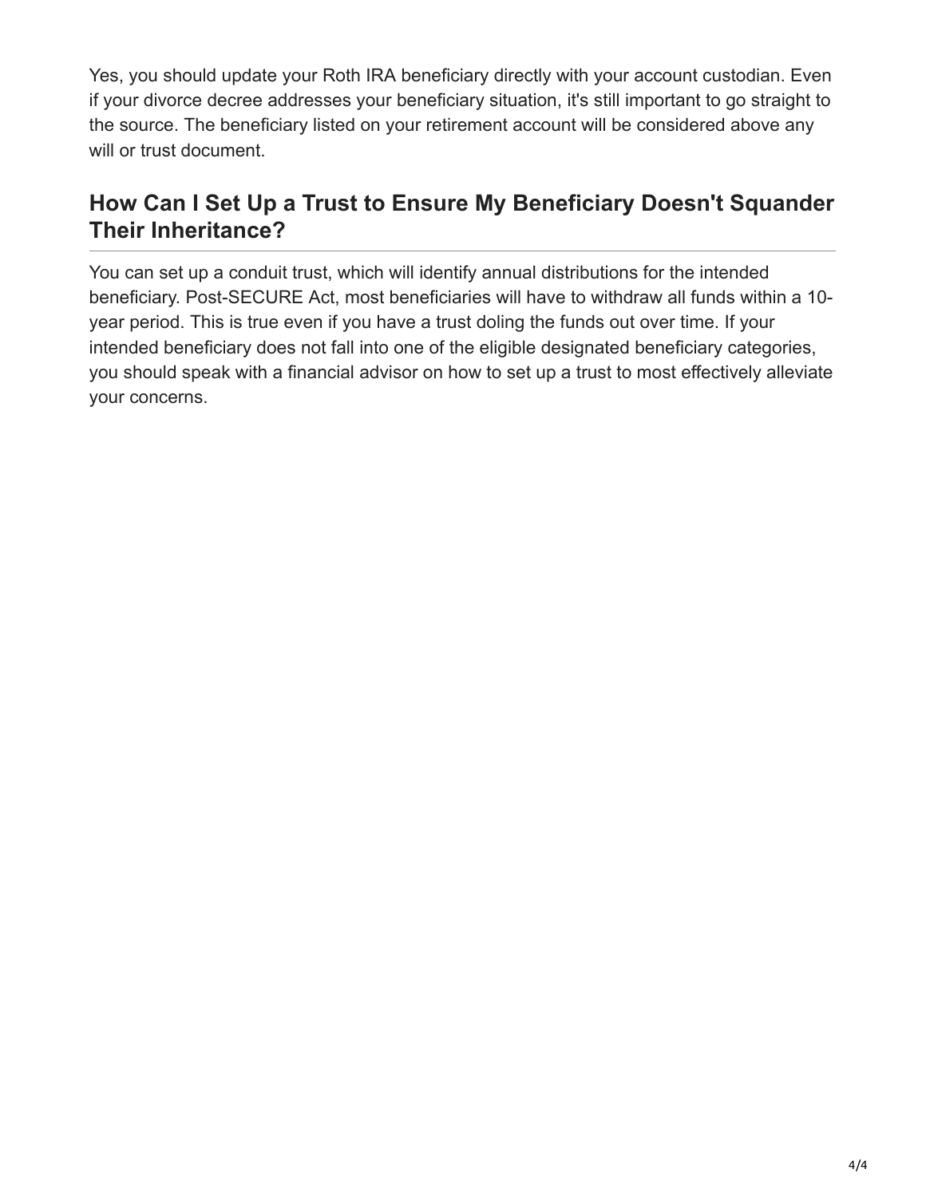Yes, you should update your Roth IRA beneficiary directly with your account custodian. Even if your divorce decree addresses your beneficiary situation, it's still important to go straight to the source. The beneficiary listed on your retirement account will be considered above any will or trust document.

## How Can I Set Up a Trust to Ensure My Beneficiary Doesn't Squander Their Inheritance?

You can set up a conduit trust, which will identify annual distributions for the intended beneficiary. Post-SECURE Act, most beneficiaries will have to withdraw all funds within a 10-year period. This is true even if you have a trust doling the funds out over time. If your intended beneficiary does not fall into one of the eligible designated beneficiary categories, you should speak with a financial advisor on how to set up a trust to most effectively alleviate your concerns.